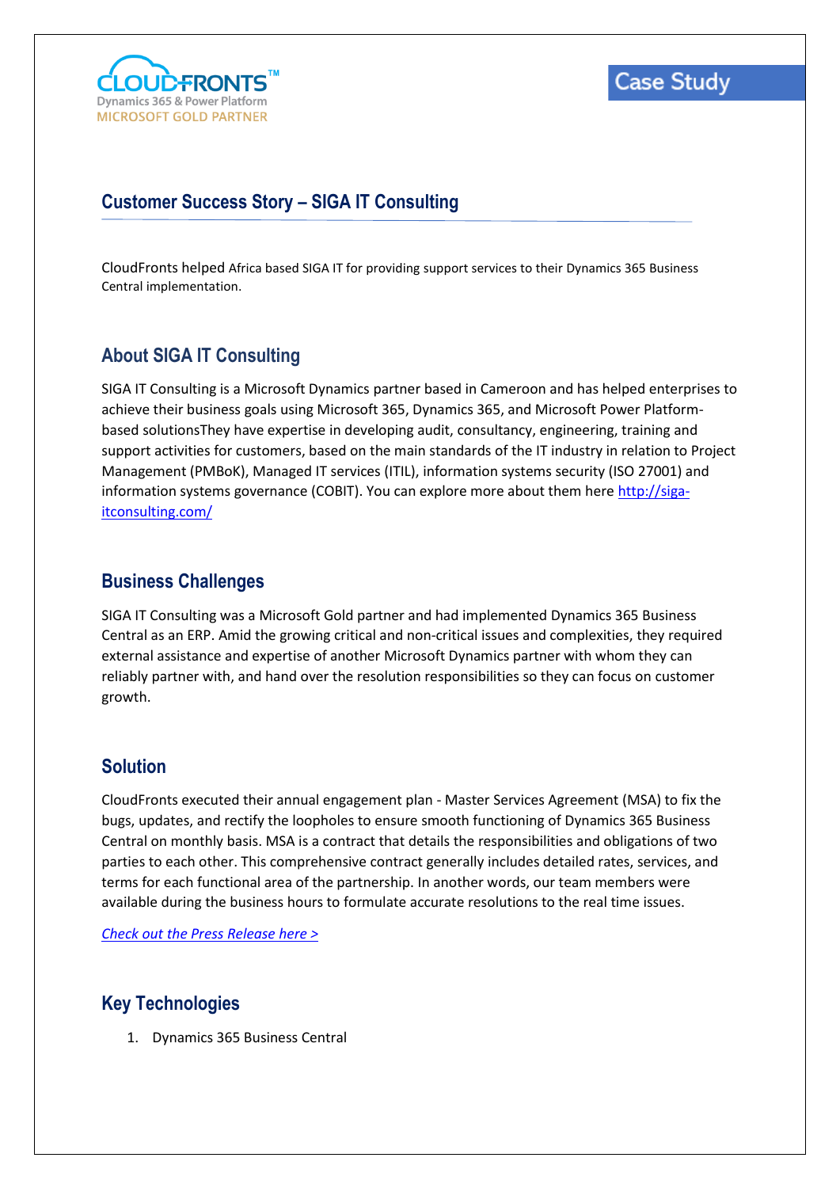CLOUDFRONTS™
Dynamics 365 & Power Platform
MICROSOFT GOLD PARTNER

Case Study

## Customer Success Story – SIGA IT Consulting

CloudFronts helped Africa based SIGA IT for providing support services to their Dynamics 365 Business Central implementation.

## About SIGA IT Consulting

SIGA IT Consulting is a Microsoft Dynamics partner based in Cameroon and has helped enterprises to achieve their business goals using Microsoft 365, Dynamics 365, and Microsoft Power Platform-based solutionsThey have expertise in developing audit, consultancy, engineering, training and support activities for customers, based on the main standards of the IT industry in relation to Project Management (PMBoK), Managed IT services (ITIL), information systems security (ISO 27001) and information systems governance (COBIT). You can explore more about them here [http://siga-itconsulting.com/](http://siga-itconsulting.com/)

## Business Challenges

SIGA IT Consulting was a Microsoft Gold partner and had implemented Dynamics 365 Business Central as an ERP. Amid the growing critical and non-critical issues and complexities, they required external assistance and expertise of another Microsoft Dynamics partner with whom they can reliably partner with, and hand over the resolution responsibilities so they can focus on customer growth.

## Solution

CloudFronts executed their annual engagement plan - Master Services Agreement (MSA) to fix the bugs, updates, and rectify the loopholes to ensure smooth functioning of Dynamics 365 Business Central on monthly basis. MSA is a contract that details the responsibilities and obligations of two parties to each other. This comprehensive contract generally includes detailed rates, services, and terms for each functional area of the partnership. In another words, our team members were available during the business hours to formulate accurate resolutions to the real time issues.

*Check out the Press Release here >*

## Key Technologies

1. Dynamics 365 Business Central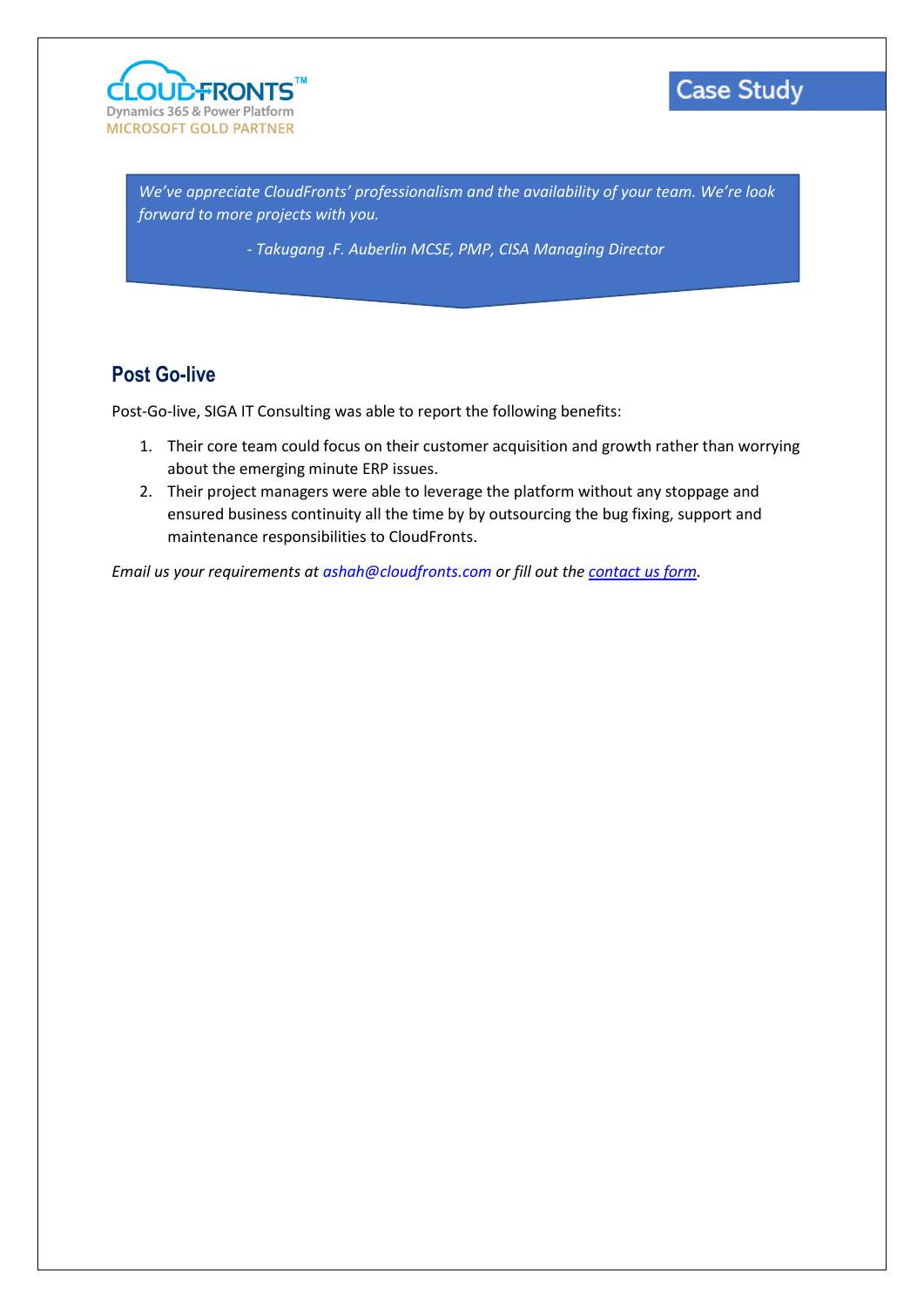*We've appreciate CloudFronts' professionalism and the availability of your team. We're look forward to more projects with you.*

*- Takugang .F. Auberlin MCSE, PMP, CISA Managing Director*

## Post Go-live

Post-Go-live, SIGA IT Consulting was able to report the following benefits:

1. Their core team could focus on their customer acquisition and growth rather than worrying about the emerging minute ERP issues.
2. Their project managers were able to leverage the platform without any stoppage and ensured business continuity all the time by by outsourcing the bug fixing, support and maintenance responsibilities to CloudFronts.

*Email us your requirements at ashah@cloudfronts.com or fill out the contact us form.*